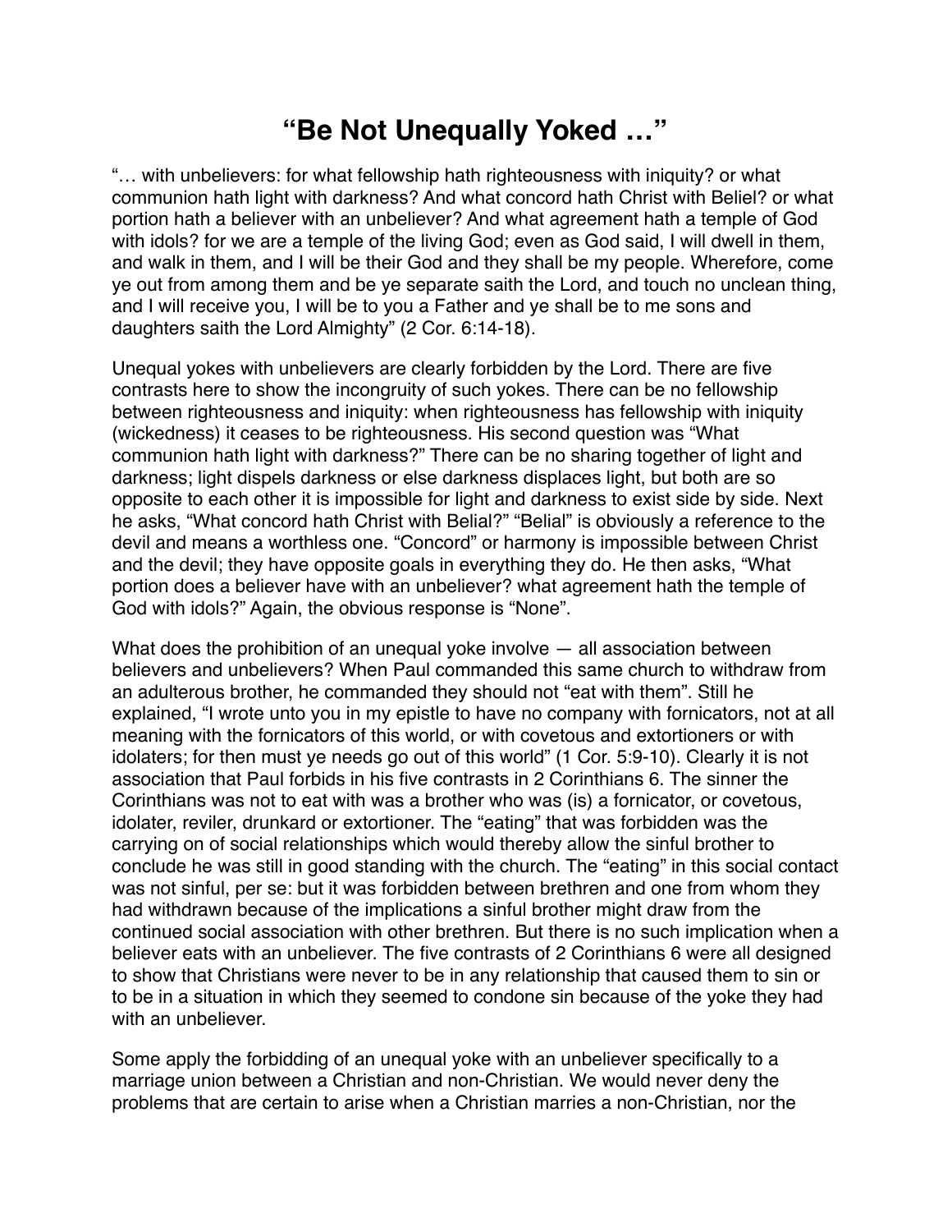# “Be Not Unequally Yoked …”

“… with unbelievers: for what fellowship hath righteousness with iniquity? or what communion hath light with darkness? And what concord hath Christ with Beliel? or what portion hath a believer with an unbeliever? And what agreement hath a temple of God with idols? for we are a temple of the living God; even as God said, I will dwell in them, and walk in them, and I will be their God and they shall be my people. Wherefore, come ye out from among them and be ye separate saith the Lord, and touch no unclean thing, and I will receive you, I will be to you a Father and ye shall be to me sons and daughters saith the Lord Almighty” (2 Cor. 6:14-18).

Unequal yokes with unbelievers are clearly forbidden by the Lord. There are five contrasts here to show the incongruity of such yokes. There can be no fellowship between righteousness and iniquity: when righteousness has fellowship with iniquity (wickedness) it ceases to be righteousness. His second question was “What communion hath light with darkness?” There can be no sharing together of light and darkness; light dispels darkness or else darkness displaces light, but both are so opposite to each other it is impossible for light and darkness to exist side by side. Next he asks, “What concord hath Christ with Belial?” “Belial” is obviously a reference to the devil and means a worthless one. “Concord” or harmony is impossible between Christ and the devil; they have opposite goals in everything they do. He then asks, “What portion does a believer have with an unbeliever? what agreement hath the temple of God with idols?” Again, the obvious response is “None”.

What does the prohibition of an unequal yoke involve — all association between believers and unbelievers? When Paul commanded this same church to withdraw from an adulterous brother, he commanded they should not “eat with them”. Still he explained, “I wrote unto you in my epistle to have no company with fornicators, not at all meaning with the fornicators of this world, or with covetous and extortioners or with idolaters; for then must ye needs go out of this world” (1 Cor. 5:9-10). Clearly it is not association that Paul forbids in his five contrasts in 2 Corinthians 6. The sinner the Corinthians was not to eat with was a brother who was (is) a fornicator, or covetous, idolater, reviler, drunkard or extortioner. The “eating” that was forbidden was the carrying on of social relationships which would thereby allow the sinful brother to conclude he was still in good standing with the church. The “eating” in this social contact was not sinful, per se: but it was forbidden between brethren and one from whom they had withdrawn because of the implications a sinful brother might draw from the continued social association with other brethren. But there is no such implication when a believer eats with an unbeliever. The five contrasts of 2 Corinthians 6 were all designed to show that Christians were never to be in any relationship that caused them to sin or to be in a situation in which they seemed to condone sin because of the yoke they had with an unbeliever.

Some apply the forbidding of an unequal yoke with an unbeliever specifically to a marriage union between a Christian and non-Christian. We would never deny the problems that are certain to arise when a Christian marries a non-Christian, nor the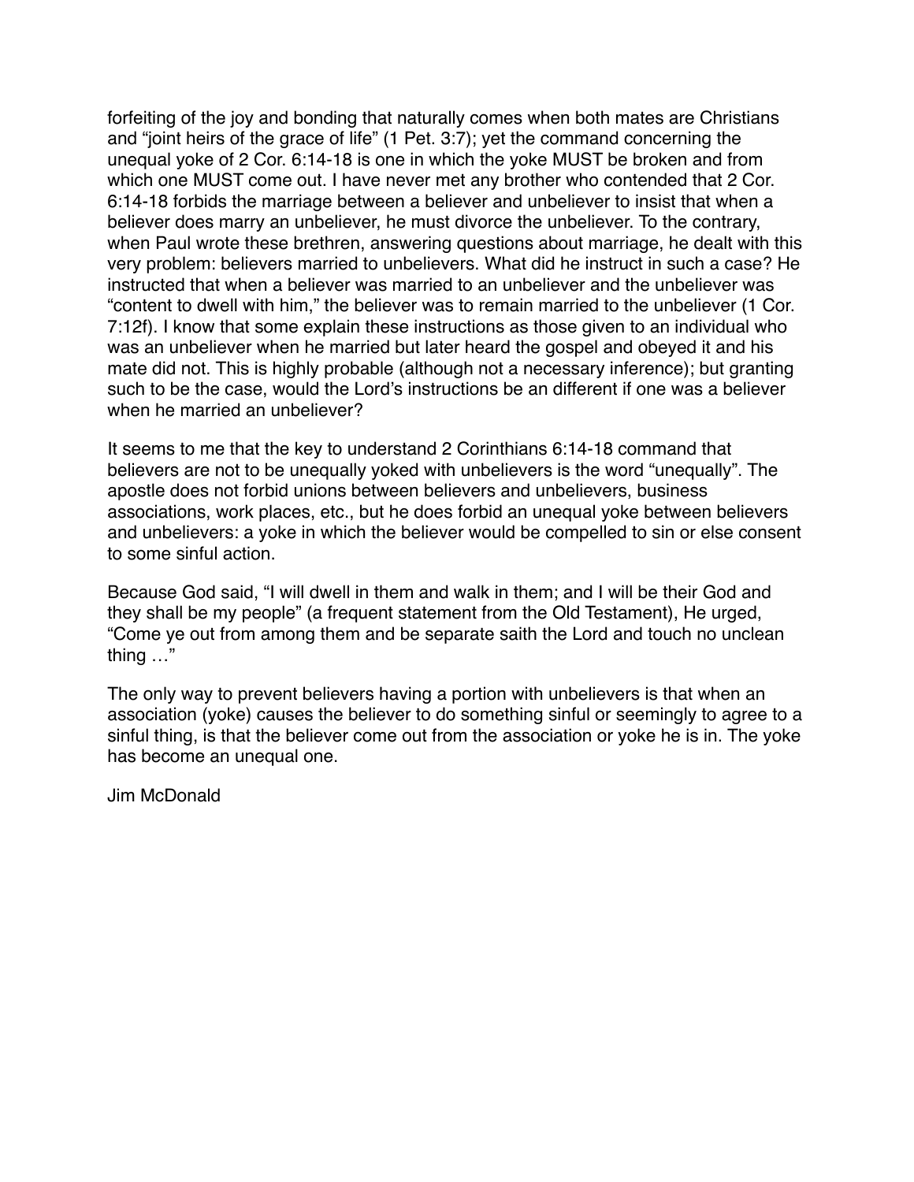forfeiting of the joy and bonding that naturally comes when both mates are Christians and "joint heirs of the grace of life" (1 Pet. 3:7); yet the command concerning the unequal yoke of 2 Cor. 6:14-18 is one in which the yoke MUST be broken and from which one MUST come out. I have never met any brother who contended that 2 Cor. 6:14-18 forbids the marriage between a believer and unbeliever to insist that when a believer does marry an unbeliever, he must divorce the unbeliever. To the contrary, when Paul wrote these brethren, answering questions about marriage, he dealt with this very problem: believers married to unbelievers. What did he instruct in such a case? He instructed that when a believer was married to an unbeliever and the unbeliever was "content to dwell with him," the believer was to remain married to the unbeliever (1 Cor. 7:12f). I know that some explain these instructions as those given to an individual who was an unbeliever when he married but later heard the gospel and obeyed it and his mate did not. This is highly probable (although not a necessary inference); but granting such to be the case, would the Lord's instructions be an different if one was a believer when he married an unbeliever?

It seems to me that the key to understand 2 Corinthians 6:14-18 command that believers are not to be unequally yoked with unbelievers is the word "unequally". The apostle does not forbid unions between believers and unbelievers, business associations, work places, etc., but he does forbid an unequal yoke between believers and unbelievers: a yoke in which the believer would be compelled to sin or else consent to some sinful action.

Because God said, "I will dwell in them and walk in them; and I will be their God and they shall be my people" (a frequent statement from the Old Testament), He urged, "Come ye out from among them and be separate saith the Lord and touch no unclean thing …"

The only way to prevent believers having a portion with unbelievers is that when an association (yoke) causes the believer to do something sinful or seemingly to agree to a sinful thing, is that the believer come out from the association or yoke he is in. The yoke has become an unequal one.

Jim McDonald